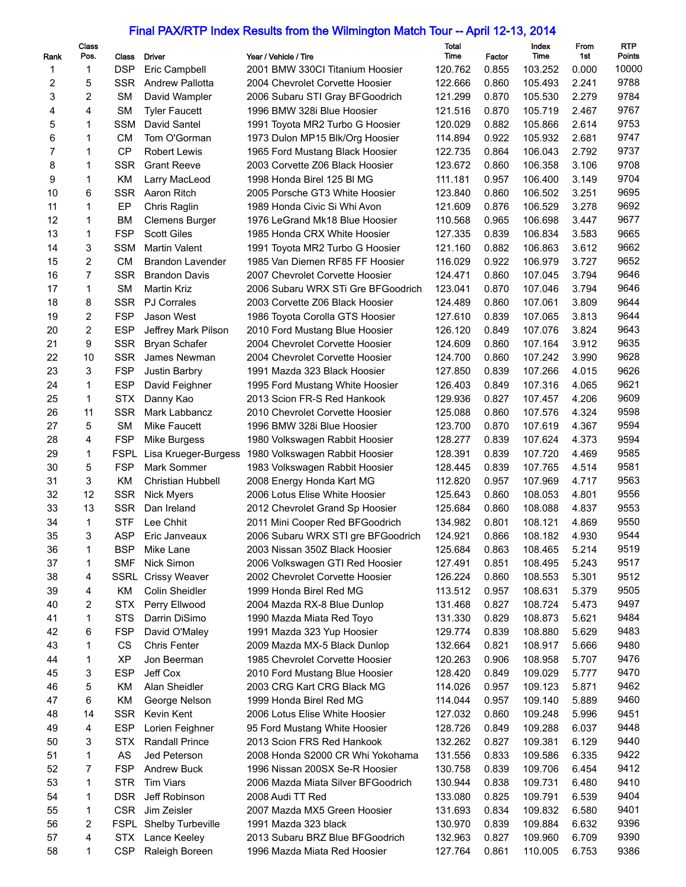# Final PAX/RTP Index Results from the Wilmington Match Tour -- April 12-13, 2014

| Rank | Class Pos. | Class | Driver | Year / Vehicle / Tire | Total Time | Factor | Index Time | From 1st | RTP Points |
|---|---|---|---|---|---|---|---|---|---|
| 1 | 1 | DSP | Eric Campbell | 2001 BMW 330CI Titanium Hoosier | 120.762 | 0.855 | 103.252 | 0.000 | 10000 |
| 2 | 5 | SSR | Andrew Pallotta | 2004 Chevrolet Corvette Hoosier | 122.666 | 0.860 | 105.493 | 2.241 | 9788 |
| 3 | 2 | SM | David Wampler | 2006 Subaru STI Gray BFGoodrich | 121.299 | 0.870 | 105.530 | 2.279 | 9784 |
| 4 | 4 | SM | Tyler Faucett | 1996 BMW 328i Blue Hoosier | 121.516 | 0.870 | 105.719 | 2.467 | 9767 |
| 5 | 1 | SSM | David Santel | 1991 Toyota MR2 Turbo G Hoosier | 120.029 | 0.882 | 105.866 | 2.614 | 9753 |
| 6 | 1 | CM | Tom O'Gorman | 1973 Dulon MP15 Blk/Org Hoosier | 114.894 | 0.922 | 105.932 | 2.681 | 9747 |
| 7 | 1 | CP | Robert Lewis | 1965 Ford Mustang Black Hoosier | 122.735 | 0.864 | 106.043 | 2.792 | 9737 |
| 8 | 1 | SSR | Grant Reeve | 2003 Corvette Z06 Black Hoosier | 123.672 | 0.860 | 106.358 | 3.106 | 9708 |
| 9 | 1 | KM | Larry MacLeod | 1998 Honda Birel 125 Bl MG | 111.181 | 0.957 | 106.400 | 3.149 | 9704 |
| 10 | 6 | SSR | Aaron Ritch | 2005 Porsche GT3 White Hoosier | 123.840 | 0.860 | 106.502 | 3.251 | 9695 |
| 11 | 1 | EP | Chris Raglin | 1989 Honda Civic Si Whi Avon | 121.609 | 0.876 | 106.529 | 3.278 | 9692 |
| 12 | 1 | BM | Clemens Burger | 1976 LeGrand Mk18 Blue Hoosier | 110.568 | 0.965 | 106.698 | 3.447 | 9677 |
| 13 | 1 | FSP | Scott Giles | 1985 Honda CRX White Hoosier | 127.335 | 0.839 | 106.834 | 3.583 | 9665 |
| 14 | 3 | SSM | Martin Valent | 1991 Toyota MR2 Turbo G Hoosier | 121.160 | 0.882 | 106.863 | 3.612 | 9662 |
| 15 | 2 | CM | Brandon Lavender | 1985 Van Diemen RF85 FF Hoosier | 116.029 | 0.922 | 106.979 | 3.727 | 9652 |
| 16 | 7 | SSR | Brandon Davis | 2007 Chevrolet Corvette Hoosier | 124.471 | 0.860 | 107.045 | 3.794 | 9646 |
| 17 | 1 | SM | Martin Kriz | 2006 Subaru WRX STi Gre BFGoodrich | 123.041 | 0.870 | 107.046 | 3.794 | 9646 |
| 18 | 8 | SSR | PJ Corrales | 2003 Corvette Z06 Black Hoosier | 124.489 | 0.860 | 107.061 | 3.809 | 9644 |
| 19 | 2 | FSP | Jason West | 1986 Toyota Corolla GTS Hoosier | 127.610 | 0.839 | 107.065 | 3.813 | 9644 |
| 20 | 2 | ESP | Jeffrey Mark Pilson | 2010 Ford Mustang Blue Hoosier | 126.120 | 0.849 | 107.076 | 3.824 | 9643 |
| 21 | 9 | SSR | Bryan Schafer | 2004 Chevrolet Corvette Hoosier | 124.609 | 0.860 | 107.164 | 3.912 | 9635 |
| 22 | 10 | SSR | James Newman | 2004 Chevrolet Corvette Hoosier | 124.700 | 0.860 | 107.242 | 3.990 | 9628 |
| 23 | 3 | FSP | Justin Barbry | 1991 Mazda 323 Black Hoosier | 127.850 | 0.839 | 107.266 | 4.015 | 9626 |
| 24 | 1 | ESP | David Feighner | 1995 Ford Mustang White Hoosier | 126.403 | 0.849 | 107.316 | 4.065 | 9621 |
| 25 | 1 | STX | Danny Kao | 2013 Scion FR-S Red Hankook | 129.936 | 0.827 | 107.457 | 4.206 | 9609 |
| 26 | 11 | SSR | Mark Labbancz | 2010 Chevrolet Corvette Hoosier | 125.088 | 0.860 | 107.576 | 4.324 | 9598 |
| 27 | 5 | SM | Mike Faucett | 1996 BMW 328i Blue Hoosier | 123.700 | 0.870 | 107.619 | 4.367 | 9594 |
| 28 | 4 | FSP | Mike Burgess | 1980 Volkswagen Rabbit Hoosier | 128.277 | 0.839 | 107.624 | 4.373 | 9594 |
| 29 | 1 | FSPL | Lisa Krueger-Burgess | 1980 Volkswagen Rabbit Hoosier | 128.391 | 0.839 | 107.720 | 4.469 | 9585 |
| 30 | 5 | FSP | Mark Sommer | 1983 Volkswagen Rabbit Hoosier | 128.445 | 0.839 | 107.765 | 4.514 | 9581 |
| 31 | 3 | KM | Christian Hubbell | 2008 Energy Honda Kart MG | 112.820 | 0.957 | 107.969 | 4.717 | 9563 |
| 32 | 12 | SSR | Nick Myers | 2006 Lotus Elise White Hoosier | 125.643 | 0.860 | 108.053 | 4.801 | 9556 |
| 33 | 13 | SSR | Dan Ireland | 2012 Chevrolet Grand Sp Hoosier | 125.684 | 0.860 | 108.088 | 4.837 | 9553 |
| 34 | 1 | STF | Lee Chhit | 2011 Mini Cooper Red BFGoodrich | 134.982 | 0.801 | 108.121 | 4.869 | 9550 |
| 35 | 3 | ASP | Eric Janveaux | 2006 Subaru WRX STI gre BFGoodrich | 124.921 | 0.866 | 108.182 | 4.930 | 9544 |
| 36 | 1 | BSP | Mike Lane | 2003 Nissan 350Z Black Hoosier | 125.684 | 0.863 | 108.465 | 5.214 | 9519 |
| 37 | 1 | SMF | Nick Simon | 2006 Volkswagen GTI Red Hoosier | 127.491 | 0.851 | 108.495 | 5.243 | 9517 |
| 38 | 4 | SSRL | Crissy Weaver | 2002 Chevrolet Corvette Hoosier | 126.224 | 0.860 | 108.553 | 5.301 | 9512 |
| 39 | 4 | KM | Colin Sheidler | 1999 Honda Birel Red MG | 113.512 | 0.957 | 108.631 | 5.379 | 9505 |
| 40 | 2 | STX | Perry Ellwood | 2004 Mazda RX-8 Blue Dunlop | 131.468 | 0.827 | 108.724 | 5.473 | 9497 |
| 41 | 1 | STS | Darrin DiSimo | 1990 Mazda Miata Red Toyo | 131.330 | 0.829 | 108.873 | 5.621 | 9484 |
| 42 | 6 | FSP | David O'Maley | 1991 Mazda 323 Yup Hoosier | 129.774 | 0.839 | 108.880 | 5.629 | 9483 |
| 43 | 1 | CS | Chris Fenter | 2009 Mazda MX-5 Black Dunlop | 132.664 | 0.821 | 108.917 | 5.666 | 9480 |
| 44 | 1 | XP | Jon Beerman | 1985 Chevrolet Corvette Hoosier | 120.263 | 0.906 | 108.958 | 5.707 | 9476 |
| 45 | 3 | ESP | Jeff Cox | 2010 Ford Mustang Blue Hoosier | 128.420 | 0.849 | 109.029 | 5.777 | 9470 |
| 46 | 5 | KM | Alan Sheidler | 2003 CRG Kart CRG Black MG | 114.026 | 0.957 | 109.123 | 5.871 | 9462 |
| 47 | 6 | KM | George Nelson | 1999 Honda Birel Red MG | 114.044 | 0.957 | 109.140 | 5.889 | 9460 |
| 48 | 14 | SSR | Kevin Kent | 2006 Lotus Elise White Hoosier | 127.032 | 0.860 | 109.248 | 5.996 | 9451 |
| 49 | 4 | ESP | Lorien Feighner | 95 Ford Mustang White Hoosier | 128.726 | 0.849 | 109.288 | 6.037 | 9448 |
| 50 | 3 | STX | Randall Prince | 2013 Scion FRS Red Hankook | 132.262 | 0.827 | 109.381 | 6.129 | 9440 |
| 51 | 1 | AS | Jed Peterson | 2008 Honda S2000 CR Whi Yokohama | 131.556 | 0.833 | 109.586 | 6.335 | 9422 |
| 52 | 7 | FSP | Andrew Buck | 1996 Nissan 200SX Se-R Hoosier | 130.758 | 0.839 | 109.706 | 6.454 | 9412 |
| 53 | 1 | STR | Tim Viars | 2006 Mazda Miata Silver BFGoodrich | 130.944 | 0.838 | 109.731 | 6.480 | 9410 |
| 54 | 1 | DSR | Jeff Robinson | 2008 Audi TT Red | 133.080 | 0.825 | 109.791 | 6.539 | 9404 |
| 55 | 1 | CSR | Jim Zeisler | 2007 Mazda MX5 Green Hoosier | 131.693 | 0.834 | 109.832 | 6.580 | 9401 |
| 56 | 2 | FSPL | Shelby Turbeville | 1991 Mazda 323 black | 130.970 | 0.839 | 109.884 | 6.632 | 9396 |
| 57 | 4 | STX | Lance Keeley | 2013 Subaru BRZ Blue BFGoodrich | 132.963 | 0.827 | 109.960 | 6.709 | 9390 |
| 58 | 1 | CSP | Raleigh Boreen | 1996 Mazda Miata Red Hoosier | 127.764 | 0.861 | 110.005 | 6.753 | 9386 |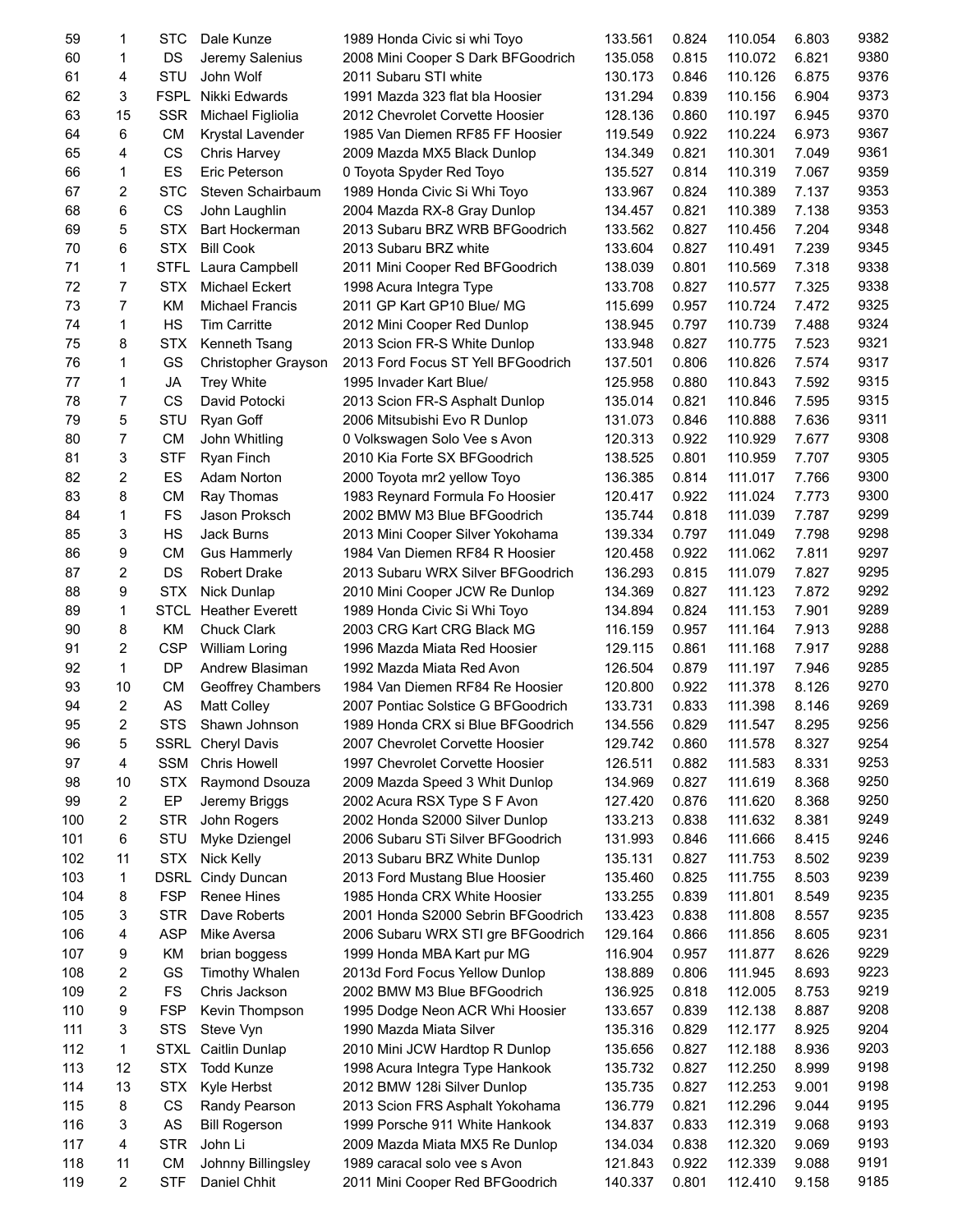| | | | | | | | | | |
|---|---|---|---|---|---|---|---|---|---|
| 59 | 1 | STC | Dale Kunze | 1989 Honda Civic si whi Toyo | 133.561 | 0.824 | 110.054 | 6.803 | 9382 |
| 60 | 1 | DS | Jeremy Salenius | 2008 Mini Cooper S Dark BFGoodrich | 135.058 | 0.815 | 110.072 | 6.821 | 9380 |
| 61 | 4 | STU | John Wolf | 2011 Subaru STI white | 130.173 | 0.846 | 110.126 | 6.875 | 9376 |
| 62 | 3 | FSPL | Nikki Edwards | 1991 Mazda 323 flat bla Hoosier | 131.294 | 0.839 | 110.156 | 6.904 | 9373 |
| 63 | 15 | SSR | Michael Figliolia | 2012 Chevrolet Corvette Hoosier | 128.136 | 0.860 | 110.197 | 6.945 | 9370 |
| 64 | 6 | CM | Krystal Lavender | 1985 Van Diemen RF85 FF Hoosier | 119.549 | 0.922 | 110.224 | 6.973 | 9367 |
| 65 | 4 | CS | Chris Harvey | 2009 Mazda MX5 Black Dunlop | 134.349 | 0.821 | 110.301 | 7.049 | 9361 |
| 66 | 1 | ES | Eric Peterson | 0 Toyota Spyder Red Toyo | 135.527 | 0.814 | 110.319 | 7.067 | 9359 |
| 67 | 2 | STC | Steven Schairbaum | 1989 Honda Civic Si Whi Toyo | 133.967 | 0.824 | 110.389 | 7.137 | 9353 |
| 68 | 6 | CS | John Laughlin | 2004 Mazda RX-8 Gray Dunlop | 134.457 | 0.821 | 110.389 | 7.138 | 9353 |
| 69 | 5 | STX | Bart Hockerman | 2013 Subaru BRZ WRB BFGoodrich | 133.562 | 0.827 | 110.456 | 7.204 | 9348 |
| 70 | 6 | STX | Bill Cook | 2013 Subaru BRZ white | 133.604 | 0.827 | 110.491 | 7.239 | 9345 |
| 71 | 1 | STFL | Laura Campbell | 2011 Mini Cooper Red BFGoodrich | 138.039 | 0.801 | 110.569 | 7.318 | 9338 |
| 72 | 7 | STX | Michael Eckert | 1998 Acura Integra Type | 133.708 | 0.827 | 110.577 | 7.325 | 9338 |
| 73 | 7 | KM | Michael Francis | 2011 GP Kart GP10 Blue/ MG | 115.699 | 0.957 | 110.724 | 7.472 | 9325 |
| 74 | 1 | HS | Tim Carritte | 2012 Mini Cooper Red Dunlop | 138.945 | 0.797 | 110.739 | 7.488 | 9324 |
| 75 | 8 | STX | Kenneth Tsang | 2013 Scion FR-S White Dunlop | 133.948 | 0.827 | 110.775 | 7.523 | 9321 |
| 76 | 1 | GS | Christopher Grayson | 2013 Ford Focus ST Yell BFGoodrich | 137.501 | 0.806 | 110.826 | 7.574 | 9317 |
| 77 | 1 | JA | Trey White | 1995 Invader Kart Blue/ | 125.958 | 0.880 | 110.843 | 7.592 | 9315 |
| 78 | 7 | CS | David Potocki | 2013 Scion FR-S Asphalt Dunlop | 135.014 | 0.821 | 110.846 | 7.595 | 9315 |
| 79 | 5 | STU | Ryan Goff | 2006 Mitsubishi Evo R Dunlop | 131.073 | 0.846 | 110.888 | 7.636 | 9311 |
| 80 | 7 | CM | John Whitling | 0 Volkswagen Solo Vee s Avon | 120.313 | 0.922 | 110.929 | 7.677 | 9308 |
| 81 | 3 | STF | Ryan Finch | 2010 Kia Forte SX BFGoodrich | 138.525 | 0.801 | 110.959 | 7.707 | 9305 |
| 82 | 2 | ES | Adam Norton | 2000 Toyota mr2 yellow Toyo | 136.385 | 0.814 | 111.017 | 7.766 | 9300 |
| 83 | 8 | CM | Ray Thomas | 1983 Reynard Formula Fo Hoosier | 120.417 | 0.922 | 111.024 | 7.773 | 9300 |
| 84 | 1 | FS | Jason Proksch | 2002 BMW M3 Blue BFGoodrich | 135.744 | 0.818 | 111.039 | 7.787 | 9299 |
| 85 | 3 | HS | Jack Burns | 2013 Mini Cooper Silver Yokohama | 139.334 | 0.797 | 111.049 | 7.798 | 9298 |
| 86 | 9 | CM | Gus Hammerly | 1984 Van Diemen RF84 R Hoosier | 120.458 | 0.922 | 111.062 | 7.811 | 9297 |
| 87 | 2 | DS | Robert Drake | 2013 Subaru WRX Silver BFGoodrich | 136.293 | 0.815 | 111.079 | 7.827 | 9295 |
| 88 | 9 | STX | Nick Dunlap | 2010 Mini Cooper JCW Re Dunlop | 134.369 | 0.827 | 111.123 | 7.872 | 9292 |
| 89 | 1 | STCL | Heather Everett | 1989 Honda Civic Si Whi Toyo | 134.894 | 0.824 | 111.153 | 7.901 | 9289 |
| 90 | 8 | KM | Chuck Clark | 2003 CRG Kart CRG Black MG | 116.159 | 0.957 | 111.164 | 7.913 | 9288 |
| 91 | 2 | CSP | William Loring | 1996 Mazda Miata Red Hoosier | 129.115 | 0.861 | 111.168 | 7.917 | 9288 |
| 92 | 1 | DP | Andrew Blasiman | 1992 Mazda Miata Red Avon | 126.504 | 0.879 | 111.197 | 7.946 | 9285 |
| 93 | 10 | CM | Geoffrey Chambers | 1984 Van Diemen RF84 Re Hoosier | 120.800 | 0.922 | 111.378 | 8.126 | 9270 |
| 94 | 2 | AS | Matt Colley | 2007 Pontiac Solstice G BFGoodrich | 133.731 | 0.833 | 111.398 | 8.146 | 9269 |
| 95 | 2 | STS | Shawn Johnson | 1989 Honda CRX si Blue BFGoodrich | 134.556 | 0.829 | 111.547 | 8.295 | 9256 |
| 96 | 5 | SSRL | Cheryl Davis | 2007 Chevrolet Corvette Hoosier | 129.742 | 0.860 | 111.578 | 8.327 | 9254 |
| 97 | 4 | SSM | Chris Howell | 1997 Chevrolet Corvette Hoosier | 126.511 | 0.882 | 111.583 | 8.331 | 9253 |
| 98 | 10 | STX | Raymond Dsouza | 2009 Mazda Speed 3 Whit Dunlop | 134.969 | 0.827 | 111.619 | 8.368 | 9250 |
| 99 | 2 | EP | Jeremy Briggs | 2002 Acura RSX Type S F Avon | 127.420 | 0.876 | 111.620 | 8.368 | 9250 |
| 100 | 2 | STR | John Rogers | 2002 Honda S2000 Silver Dunlop | 133.213 | 0.838 | 111.632 | 8.381 | 9249 |
| 101 | 6 | STU | Myke Dziengel | 2006 Subaru STi Silver BFGoodrich | 131.993 | 0.846 | 111.666 | 8.415 | 9246 |
| 102 | 11 | STX | Nick Kelly | 2013 Subaru BRZ White Dunlop | 135.131 | 0.827 | 111.753 | 8.502 | 9239 |
| 103 | 1 | DSRL | Cindy Duncan | 2013 Ford Mustang Blue Hoosier | 135.460 | 0.825 | 111.755 | 8.503 | 9239 |
| 104 | 8 | FSP | Renee Hines | 1985 Honda CRX White Hoosier | 133.255 | 0.839 | 111.801 | 8.549 | 9235 |
| 105 | 3 | STR | Dave Roberts | 2001 Honda S2000 Sebrin BFGoodrich | 133.423 | 0.838 | 111.808 | 8.557 | 9235 |
| 106 | 4 | ASP | Mike Aversa | 2006 Subaru WRX STI gre BFGoodrich | 129.164 | 0.866 | 111.856 | 8.605 | 9231 |
| 107 | 9 | KM | brian boggess | 1999 Honda MBA Kart pur MG | 116.904 | 0.957 | 111.877 | 8.626 | 9229 |
| 108 | 2 | GS | Timothy Whalen | 2013d Ford Focus Yellow Dunlop | 138.889 | 0.806 | 111.945 | 8.693 | 9223 |
| 109 | 2 | FS | Chris Jackson | 2002 BMW M3 Blue BFGoodrich | 136.925 | 0.818 | 112.005 | 8.753 | 9219 |
| 110 | 9 | FSP | Kevin Thompson | 1995 Dodge Neon ACR Whi Hoosier | 133.657 | 0.839 | 112.138 | 8.887 | 9208 |
| 111 | 3 | STS | Steve Vyn | 1990 Mazda Miata Silver | 135.316 | 0.829 | 112.177 | 8.925 | 9204 |
| 112 | 1 | STXL | Caitlin Dunlap | 2010 Mini JCW Hardtop R Dunlop | 135.656 | 0.827 | 112.188 | 8.936 | 9203 |
| 113 | 12 | STX | Todd Kunze | 1998 Acura Integra Type Hankook | 135.732 | 0.827 | 112.250 | 8.999 | 9198 |
| 114 | 13 | STX | Kyle Herbst | 2012 BMW 128i Silver Dunlop | 135.735 | 0.827 | 112.253 | 9.001 | 9198 |
| 115 | 8 | CS | Randy Pearson | 2013 Scion FRS Asphalt Yokohama | 136.779 | 0.821 | 112.296 | 9.044 | 9195 |
| 116 | 3 | AS | Bill Rogerson | 1999 Porsche 911 White Hankook | 134.837 | 0.833 | 112.319 | 9.068 | 9193 |
| 117 | 4 | STR | John Li | 2009 Mazda Miata MX5 Re Dunlop | 134.034 | 0.838 | 112.320 | 9.069 | 9193 |
| 118 | 11 | CM | Johnny Billingsley | 1989 caracal solo vee s Avon | 121.843 | 0.922 | 112.339 | 9.088 | 9191 |
| 119 | 2 | STF | Daniel Chhit | 2011 Mini Cooper Red BFGoodrich | 140.337 | 0.801 | 112.410 | 9.158 | 9185 |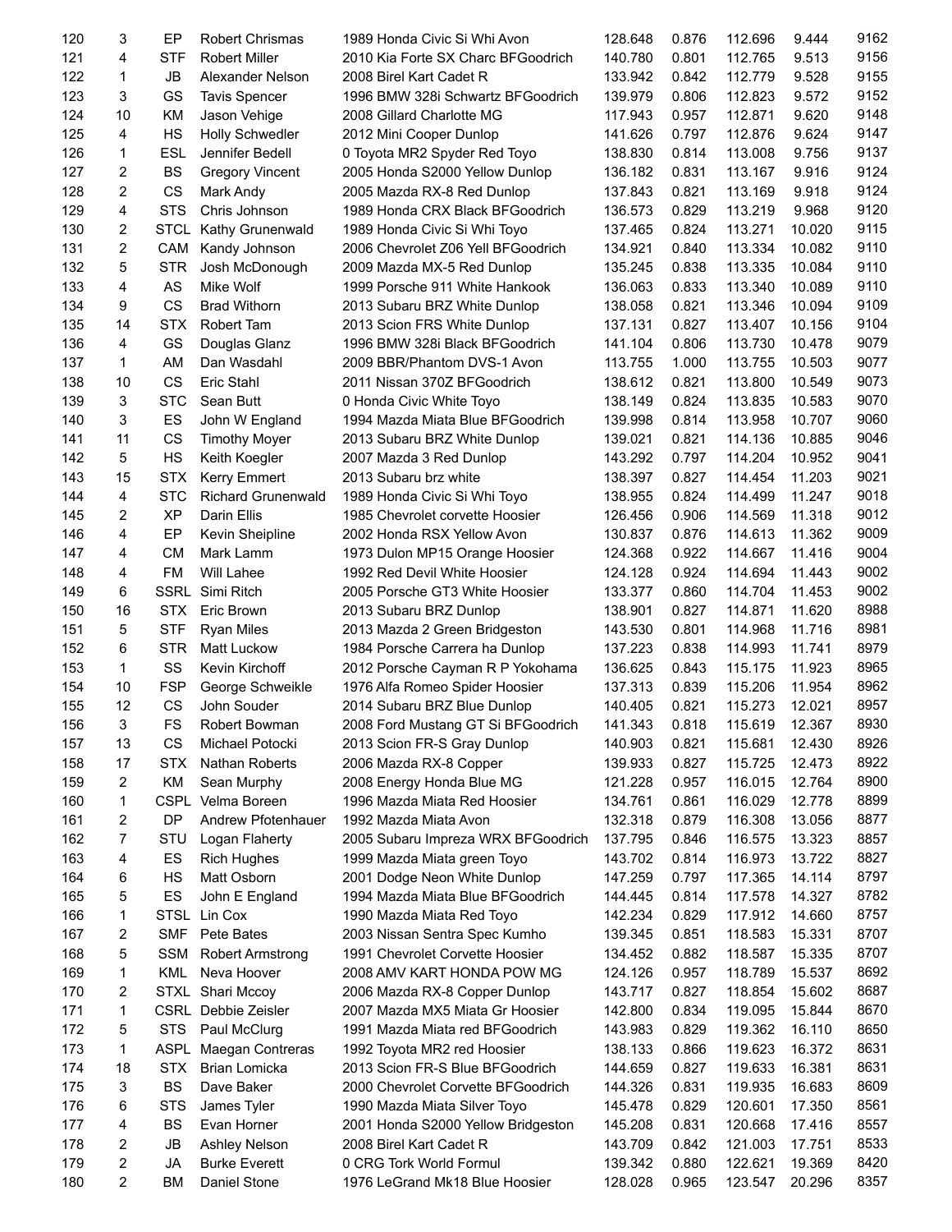| | | | | | | | | | |
|---|---|---|---|---|---|---|---|---|---|
| 120 | 3 | EP | Robert Chrismas | 1989 Honda Civic Si Whi Avon | 128.648 | 0.876 | 112.696 | 9.444 | 9162 |
| 121 | 4 | STF | Robert Miller | 2010 Kia Forte SX Charc BFGoodrich | 140.780 | 0.801 | 112.765 | 9.513 | 9156 |
| 122 | 1 | JB | Alexander Nelson | 2008 Birel Kart Cadet R | 133.942 | 0.842 | 112.779 | 9.528 | 9155 |
| 123 | 3 | GS | Tavis Spencer | 1996 BMW 328i Schwartz BFGoodrich | 139.979 | 0.806 | 112.823 | 9.572 | 9152 |
| 124 | 10 | KM | Jason Vehige | 2008 Gillard Charlotte MG | 117.943 | 0.957 | 112.871 | 9.620 | 9148 |
| 125 | 4 | HS | Holly Schwedler | 2012 Mini Cooper Dunlop | 141.626 | 0.797 | 112.876 | 9.624 | 9147 |
| 126 | 1 | ESL | Jennifer Bedell | 0 Toyota MR2 Spyder Red Toyo | 138.830 | 0.814 | 113.008 | 9.756 | 9137 |
| 127 | 2 | BS | Gregory Vincent | 2005 Honda S2000 Yellow Dunlop | 136.182 | 0.831 | 113.167 | 9.916 | 9124 |
| 128 | 2 | CS | Mark Andy | 2005 Mazda RX-8 Red Dunlop | 137.843 | 0.821 | 113.169 | 9.918 | 9124 |
| 129 | 4 | STS | Chris Johnson | 1989 Honda CRX Black BFGoodrich | 136.573 | 0.829 | 113.219 | 9.968 | 9120 |
| 130 | 2 | STCL | Kathy Grunenwald | 1989 Honda Civic Si Whi Toyo | 137.465 | 0.824 | 113.271 | 10.020 | 9115 |
| 131 | 2 | CAM | Kandy Johnson | 2006 Chevrolet Z06 Yell BFGoodrich | 134.921 | 0.840 | 113.334 | 10.082 | 9110 |
| 132 | 5 | STR | Josh McDonough | 2009 Mazda MX-5 Red Dunlop | 135.245 | 0.838 | 113.335 | 10.084 | 9110 |
| 133 | 4 | AS | Mike Wolf | 1999 Porsche 911 White Hankook | 136.063 | 0.833 | 113.340 | 10.089 | 9110 |
| 134 | 9 | CS | Brad Withorn | 2013 Subaru BRZ White Dunlop | 138.058 | 0.821 | 113.346 | 10.094 | 9109 |
| 135 | 14 | STX | Robert Tam | 2013 Scion FRS White Dunlop | 137.131 | 0.827 | 113.407 | 10.156 | 9104 |
| 136 | 4 | GS | Douglas Glanz | 1996 BMW 328i Black BFGoodrich | 141.104 | 0.806 | 113.730 | 10.478 | 9079 |
| 137 | 1 | AM | Dan Wasdahl | 2009 BBR/Phantom DVS-1 Avon | 113.755 | 1.000 | 113.755 | 10.503 | 9077 |
| 138 | 10 | CS | Eric Stahl | 2011 Nissan 370Z BFGoodrich | 138.612 | 0.821 | 113.800 | 10.549 | 9073 |
| 139 | 3 | STC | Sean Butt | 0 Honda Civic White Toyo | 138.149 | 0.824 | 113.835 | 10.583 | 9070 |
| 140 | 3 | ES | John W England | 1994 Mazda Miata Blue BFGoodrich | 139.998 | 0.814 | 113.958 | 10.707 | 9060 |
| 141 | 11 | CS | Timothy Moyer | 2013 Subaru BRZ White Dunlop | 139.021 | 0.821 | 114.136 | 10.885 | 9046 |
| 142 | 5 | HS | Keith Koegler | 2007 Mazda 3 Red Dunlop | 143.292 | 0.797 | 114.204 | 10.952 | 9041 |
| 143 | 15 | STX | Kerry Emmert | 2013 Subaru brz white | 138.397 | 0.827 | 114.454 | 11.203 | 9021 |
| 144 | 4 | STC | Richard Grunenwald | 1989 Honda Civic Si Whi Toyo | 138.955 | 0.824 | 114.499 | 11.247 | 9018 |
| 145 | 2 | XP | Darin Ellis | 1985 Chevrolet corvette Hoosier | 126.456 | 0.906 | 114.569 | 11.318 | 9012 |
| 146 | 4 | EP | Kevin Sheipline | 2002 Honda RSX Yellow Avon | 130.837 | 0.876 | 114.613 | 11.362 | 9009 |
| 147 | 4 | CM | Mark Lamm | 1973 Dulon MP15 Orange Hoosier | 124.368 | 0.922 | 114.667 | 11.416 | 9004 |
| 148 | 4 | FM | Will Lahee | 1992 Red Devil White Hoosier | 124.128 | 0.924 | 114.694 | 11.443 | 9002 |
| 149 | 6 | SSRL | Simi Ritch | 2005 Porsche GT3 White Hoosier | 133.377 | 0.860 | 114.704 | 11.453 | 9002 |
| 150 | 16 | STX | Eric Brown | 2013 Subaru BRZ Dunlop | 138.901 | 0.827 | 114.871 | 11.620 | 8988 |
| 151 | 5 | STF | Ryan Miles | 2013 Mazda 2 Green Bridgeston | 143.530 | 0.801 | 114.968 | 11.716 | 8981 |
| 152 | 6 | STR | Matt Luckow | 1984 Porsche Carrera ha Dunlop | 137.223 | 0.838 | 114.993 | 11.741 | 8979 |
| 153 | 1 | SS | Kevin Kirchoff | 2012 Porsche Cayman R P Yokohama | 136.625 | 0.843 | 115.175 | 11.923 | 8965 |
| 154 | 10 | FSP | George Schweikle | 1976 Alfa Romeo Spider Hoosier | 137.313 | 0.839 | 115.206 | 11.954 | 8962 |
| 155 | 12 | CS | John Souder | 2014 Subaru BRZ Blue Dunlop | 140.405 | 0.821 | 115.273 | 12.021 | 8957 |
| 156 | 3 | FS | Robert Bowman | 2008 Ford Mustang GT Si BFGoodrich | 141.343 | 0.818 | 115.619 | 12.367 | 8930 |
| 157 | 13 | CS | Michael Potocki | 2013 Scion FR-S Gray Dunlop | 140.903 | 0.821 | 115.681 | 12.430 | 8926 |
| 158 | 17 | STX | Nathan Roberts | 2006 Mazda RX-8 Copper | 139.933 | 0.827 | 115.725 | 12.473 | 8922 |
| 159 | 2 | KM | Sean Murphy | 2008 Energy Honda Blue MG | 121.228 | 0.957 | 116.015 | 12.764 | 8900 |
| 160 | 1 | CSPL | Velma Boreen | 1996 Mazda Miata Red Hoosier | 134.761 | 0.861 | 116.029 | 12.778 | 8899 |
| 161 | 2 | DP | Andrew Pfotenhauer | 1992 Mazda Miata Avon | 132.318 | 0.879 | 116.308 | 13.056 | 8877 |
| 162 | 7 | STU | Logan Flaherty | 2005 Subaru Impreza WRX BFGoodrich | 137.795 | 0.846 | 116.575 | 13.323 | 8857 |
| 163 | 4 | ES | Rich Hughes | 1999 Mazda Miata green Toyo | 143.702 | 0.814 | 116.973 | 13.722 | 8827 |
| 164 | 6 | HS | Matt Osborn | 2001 Dodge Neon White Dunlop | 147.259 | 0.797 | 117.365 | 14.114 | 8797 |
| 165 | 5 | ES | John E England | 1994 Mazda Miata Blue BFGoodrich | 144.445 | 0.814 | 117.578 | 14.327 | 8782 |
| 166 | 1 | STSL | Lin Cox | 1990 Mazda Miata Red Toyo | 142.234 | 0.829 | 117.912 | 14.660 | 8757 |
| 167 | 2 | SMF | Pete Bates | 2003 Nissan Sentra Spec Kumho | 139.345 | 0.851 | 118.583 | 15.331 | 8707 |
| 168 | 5 | SSM | Robert Armstrong | 1991 Chevrolet Corvette Hoosier | 134.452 | 0.882 | 118.587 | 15.335 | 8707 |
| 169 | 1 | KML | Neva Hoover | 2008 AMV KART HONDA POW MG | 124.126 | 0.957 | 118.789 | 15.537 | 8692 |
| 170 | 2 | STXL | Shari Mccoy | 2006 Mazda RX-8 Copper Dunlop | 143.717 | 0.827 | 118.854 | 15.602 | 8687 |
| 171 | 1 | CSRL | Debbie Zeisler | 2007 Mazda MX5 Miata Gr Hoosier | 142.800 | 0.834 | 119.095 | 15.844 | 8670 |
| 172 | 5 | STS | Paul McClurg | 1991 Mazda Miata red BFGoodrich | 143.983 | 0.829 | 119.362 | 16.110 | 8650 |
| 173 | 1 | ASPL | Maegan Contreras | 1992 Toyota MR2 red Hoosier | 138.133 | 0.866 | 119.623 | 16.372 | 8631 |
| 174 | 18 | STX | Brian Lomicka | 2013 Scion FR-S Blue BFGoodrich | 144.659 | 0.827 | 119.633 | 16.381 | 8631 |
| 175 | 3 | BS | Dave Baker | 2000 Chevrolet Corvette BFGoodrich | 144.326 | 0.831 | 119.935 | 16.683 | 8609 |
| 176 | 6 | STS | James Tyler | 1990 Mazda Miata Silver Toyo | 145.478 | 0.829 | 120.601 | 17.350 | 8561 |
| 177 | 4 | BS | Evan Horner | 2001 Honda S2000 Yellow Bridgeston | 145.208 | 0.831 | 120.668 | 17.416 | 8557 |
| 178 | 2 | JB | Ashley Nelson | 2008 Birel Kart Cadet R | 143.709 | 0.842 | 121.003 | 17.751 | 8533 |
| 179 | 2 | JA | Burke Everett | 0 CRG Tork World Formul | 139.342 | 0.880 | 122.621 | 19.369 | 8420 |
| 180 | 2 | BM | Daniel Stone | 1976 LeGrand Mk18 Blue Hoosier | 128.028 | 0.965 | 123.547 | 20.296 | 8357 |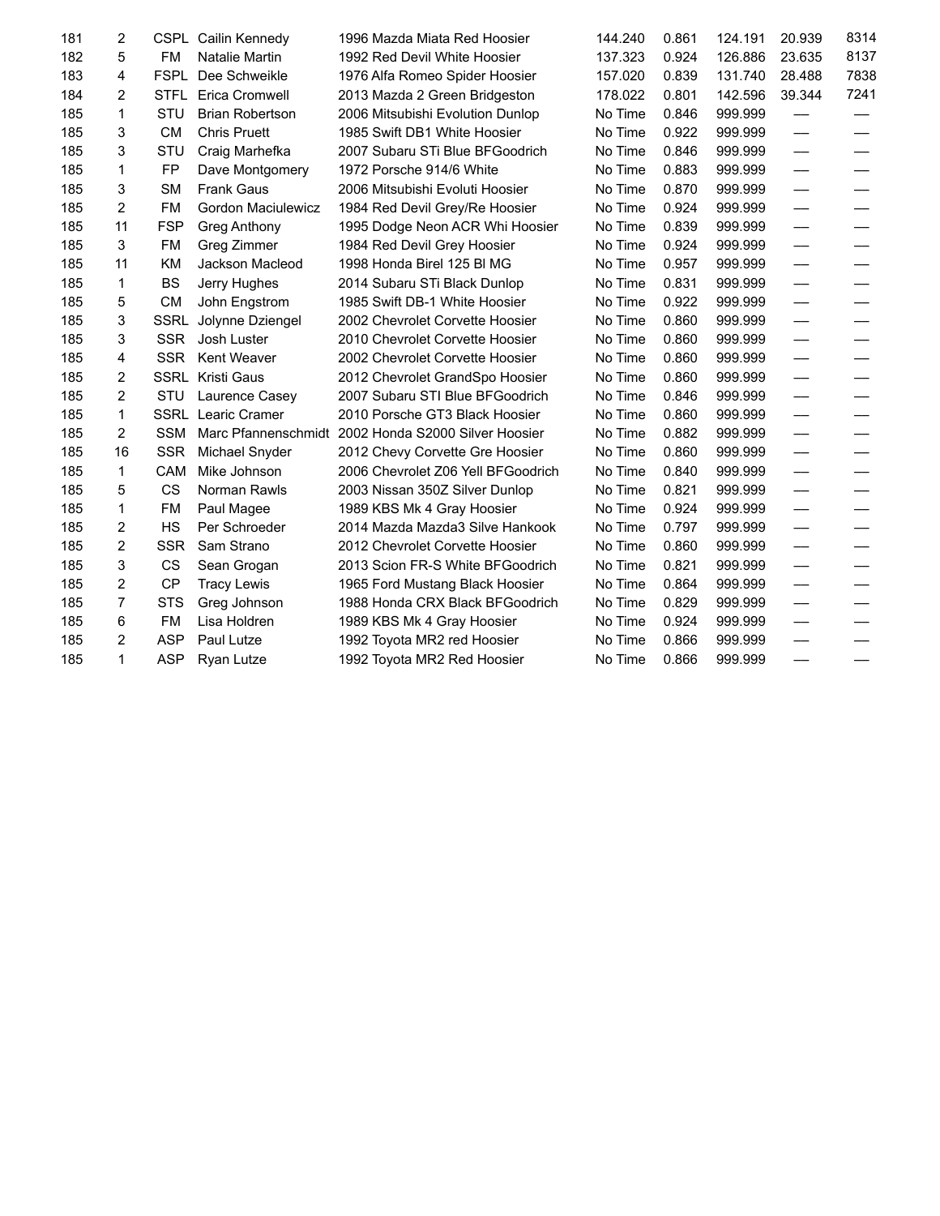| | | | | | | | | | |
|---|---|---|---|---|---|---|---|---|---|
| 181 | 2 | CSPL | Cailin Kennedy | 1996 Mazda Miata Red Hoosier | 144.240 | 0.861 | 124.191 | 20.939 | 8314 |
| 182 | 5 | FM | Natalie Martin | 1992 Red Devil White Hoosier | 137.323 | 0.924 | 126.886 | 23.635 | 8137 |
| 183 | 4 | FSPL | Dee Schweikle | 1976 Alfa Romeo Spider Hoosier | 157.020 | 0.839 | 131.740 | 28.488 | 7838 |
| 184 | 2 | STFL | Erica Cromwell | 2013 Mazda 2 Green Bridgeston | 178.022 | 0.801 | 142.596 | 39.344 | 7241 |
| 185 | 1 | STU | Brian Robertson | 2006 Mitsubishi Evolution Dunlop | No Time | 0.846 | 999.999 | — | — |
| 185 | 3 | CM | Chris Pruett | 1985 Swift DB1 White Hoosier | No Time | 0.922 | 999.999 | — | — |
| 185 | 3 | STU | Craig Marhefka | 2007 Subaru STi Blue BFGoodrich | No Time | 0.846 | 999.999 | — | — |
| 185 | 1 | FP | Dave Montgomery | 1972 Porsche 914/6 White | No Time | 0.883 | 999.999 | — | — |
| 185 | 3 | SM | Frank Gaus | 2006 Mitsubishi Evoluti Hoosier | No Time | 0.870 | 999.999 | — | — |
| 185 | 2 | FM | Gordon Maciulewicz | 1984 Red Devil Grey/Re Hoosier | No Time | 0.924 | 999.999 | — | — |
| 185 | 11 | FSP | Greg Anthony | 1995 Dodge Neon ACR Whi Hoosier | No Time | 0.839 | 999.999 | — | — |
| 185 | 3 | FM | Greg Zimmer | 1984 Red Devil Grey Hoosier | No Time | 0.924 | 999.999 | — | — |
| 185 | 11 | KM | Jackson Macleod | 1998 Honda Birel 125 Bl MG | No Time | 0.957 | 999.999 | — | — |
| 185 | 1 | BS | Jerry Hughes | 2014 Subaru STi Black Dunlop | No Time | 0.831 | 999.999 | — | — |
| 185 | 5 | CM | John Engstrom | 1985 Swift DB-1 White Hoosier | No Time | 0.922 | 999.999 | — | — |
| 185 | 3 | SSRL | Jolynne Dziengel | 2002 Chevrolet Corvette Hoosier | No Time | 0.860 | 999.999 | — | — |
| 185 | 3 | SSR | Josh Luster | 2010 Chevrolet Corvette Hoosier | No Time | 0.860 | 999.999 | — | — |
| 185 | 4 | SSR | Kent Weaver | 2002 Chevrolet Corvette Hoosier | No Time | 0.860 | 999.999 | — | — |
| 185 | 2 | SSRL | Kristi Gaus | 2012 Chevrolet GrandSpo Hoosier | No Time | 0.860 | 999.999 | — | — |
| 185 | 2 | STU | Laurence Casey | 2007 Subaru STI Blue BFGoodrich | No Time | 0.846 | 999.999 | — | — |
| 185 | 1 | SSRL | Learic Cramer | 2010 Porsche GT3 Black Hoosier | No Time | 0.860 | 999.999 | — | — |
| 185 | 2 | SSM | Marc Pfannenschmidt | 2002 Honda S2000 Silver Hoosier | No Time | 0.882 | 999.999 | — | — |
| 185 | 16 | SSR | Michael Snyder | 2012 Chevy Corvette Gre Hoosier | No Time | 0.860 | 999.999 | — | — |
| 185 | 1 | CAM | Mike Johnson | 2006 Chevrolet Z06 Yell BFGoodrich | No Time | 0.840 | 999.999 | — | — |
| 185 | 5 | CS | Norman Rawls | 2003 Nissan 350Z Silver Dunlop | No Time | 0.821 | 999.999 | — | — |
| 185 | 1 | FM | Paul Magee | 1989 KBS Mk 4 Gray Hoosier | No Time | 0.924 | 999.999 | — | — |
| 185 | 2 | HS | Per Schroeder | 2014 Mazda Mazda3 Silve Hankook | No Time | 0.797 | 999.999 | — | — |
| 185 | 2 | SSR | Sam Strano | 2012 Chevrolet Corvette Hoosier | No Time | 0.860 | 999.999 | — | — |
| 185 | 3 | CS | Sean Grogan | 2013 Scion FR-S White BFGoodrich | No Time | 0.821 | 999.999 | — | — |
| 185 | 2 | CP | Tracy Lewis | 1965 Ford Mustang Black Hoosier | No Time | 0.864 | 999.999 | — | — |
| 185 | 7 | STS | Greg Johnson | 1988 Honda CRX Black BFGoodrich | No Time | 0.829 | 999.999 | — | — |
| 185 | 6 | FM | Lisa Holdren | 1989 KBS Mk 4 Gray Hoosier | No Time | 0.924 | 999.999 | — | — |
| 185 | 2 | ASP | Paul Lutze | 1992 Toyota MR2 red Hoosier | No Time | 0.866 | 999.999 | — | — |
| 185 | 1 | ASP | Ryan Lutze | 1992 Toyota MR2 Red Hoosier | No Time | 0.866 | 999.999 | — | — |